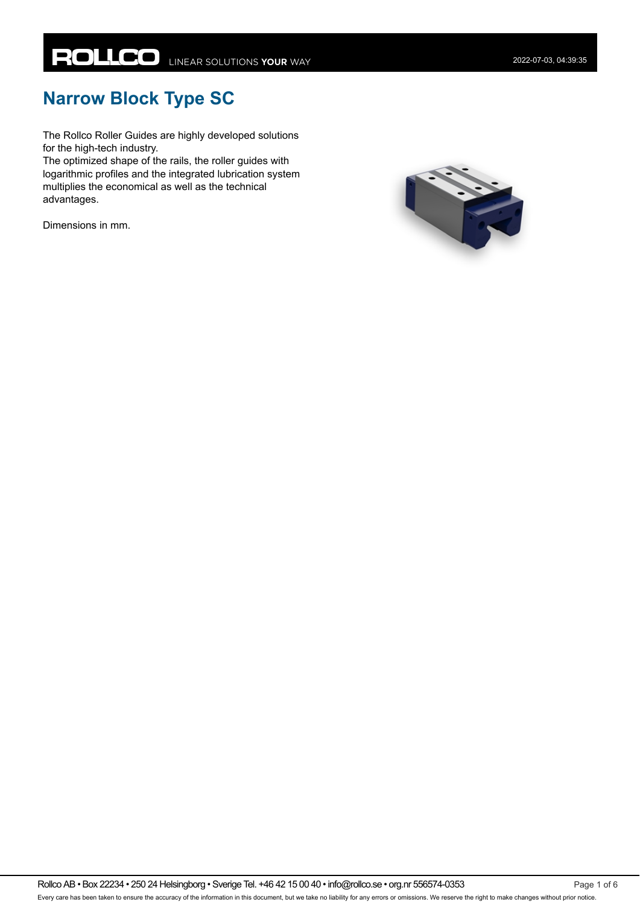# Narrow Block Type SC

The Rollco Roller Guides are highly developed solutions for the high-tech industry.
The optimized shape of the rails, the roller guides with logarithmic profiles and the integrated lubrication system multiplies the economical as well as the technical advantages.

Dimensions in mm.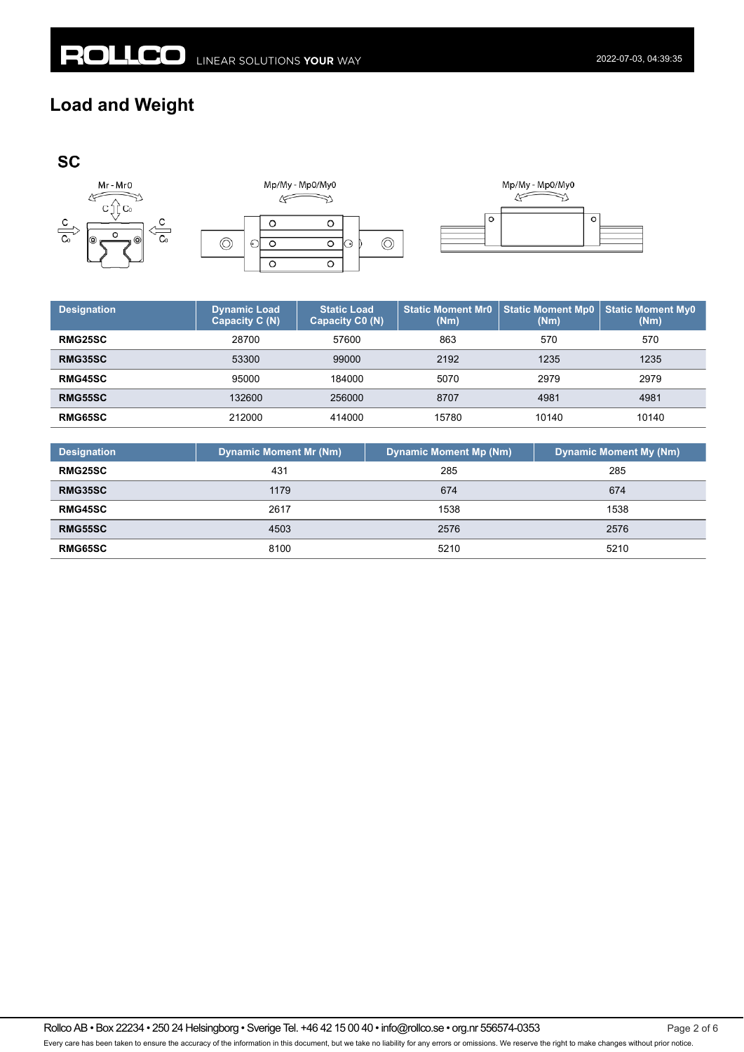# Load and Weight

## SC

| Designation | Dynamic Load Capacity C (N) | Static Load Capacity C0 (N) | Static Moment Mr0 (Nm) | Static Moment Mp0 (Nm) | Static Moment My0 (Nm) |
|---|---|---|---|---|---|
| **RMG25SC** | 28700 | 57600 | 863 | 570 | 570 |
| **RMG35SC** | 53300 | 99000 | 2192 | 1235 | 1235 |
| **RMG45SC** | 95000 | 184000 | 5070 | 2979 | 2979 |
| **RMG55SC** | 132600 | 256000 | 8707 | 4981 | 4981 |
| **RMG65SC** | 212000 | 414000 | 15780 | 10140 | 10140 |

| Designation | Dynamic Moment Mr (Nm) | Dynamic Moment Mp (Nm) | Dynamic Moment My (Nm) |
|---|---|---|---|
| **RMG25SC** | 431 | 285 | 285 |
| **RMG35SC** | 1179 | 674 | 674 |
| **RMG45SC** | 2617 | 1538 | 1538 |
| **RMG55SC** | 4503 | 2576 | 2576 |
| **RMG65SC** | 8100 | 5210 | 5210 |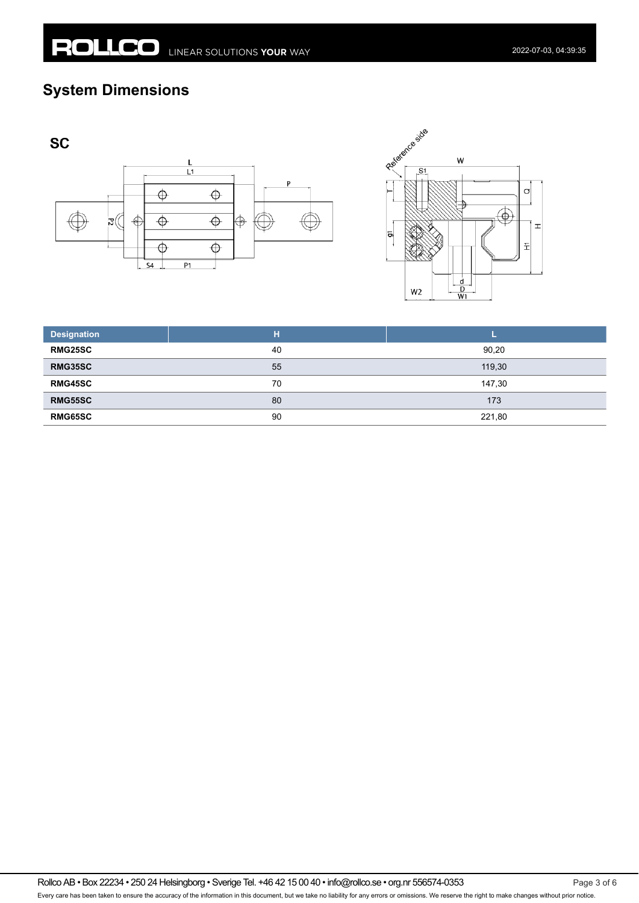## System Dimensions

### SC

| Designation | H | L |
|---|---|---|
| RMG25SC | 40 | 90,20 |
| RMG35SC | 55 | 119,30 |
| RMG45SC | 70 | 147,30 |
| RMG55SC | 80 | 173 |
| RMG65SC | 90 | 221,80 |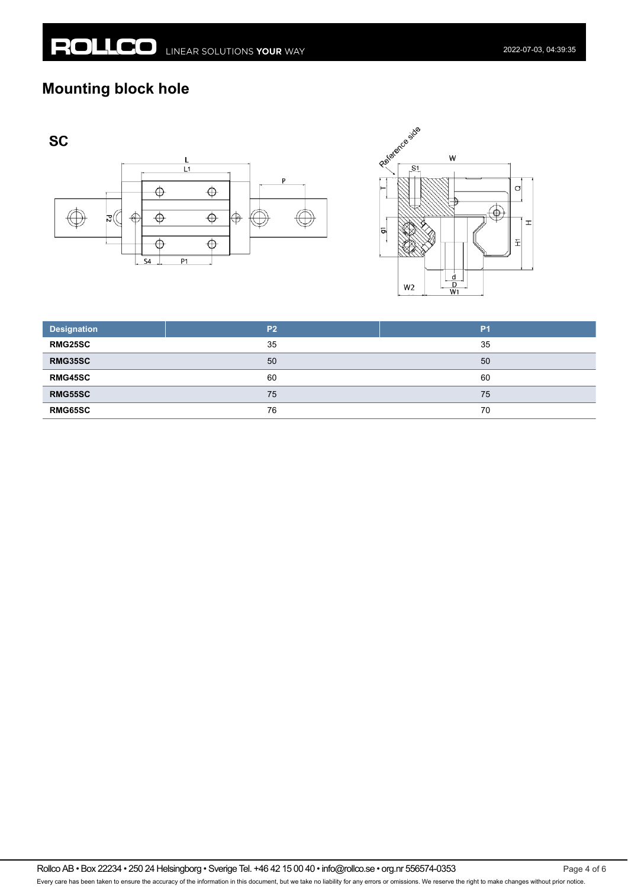## Mounting block hole

### SC

| Designation | P2 | P1 |
|---|---|---|
| **RMG25SC** | 35 | 35 |
| **RMG35SC** | 50 | 50 |
| **RMG45SC** | 60 | 60 |
| **RMG55SC** | 75 | 75 |
| **RMG65SC** | 76 | 70 |

Rollco AB • Box 22234 • 250 24 Helsingborg • Sverige Tel. +46 42 15 00 40 • info@rollco.se • org.nr 556574-0353

Every care has been taken to ensure the accuracy of the information in this document, but we take no liability for any errors or omissions. We reserve the right to make changes without prior notice.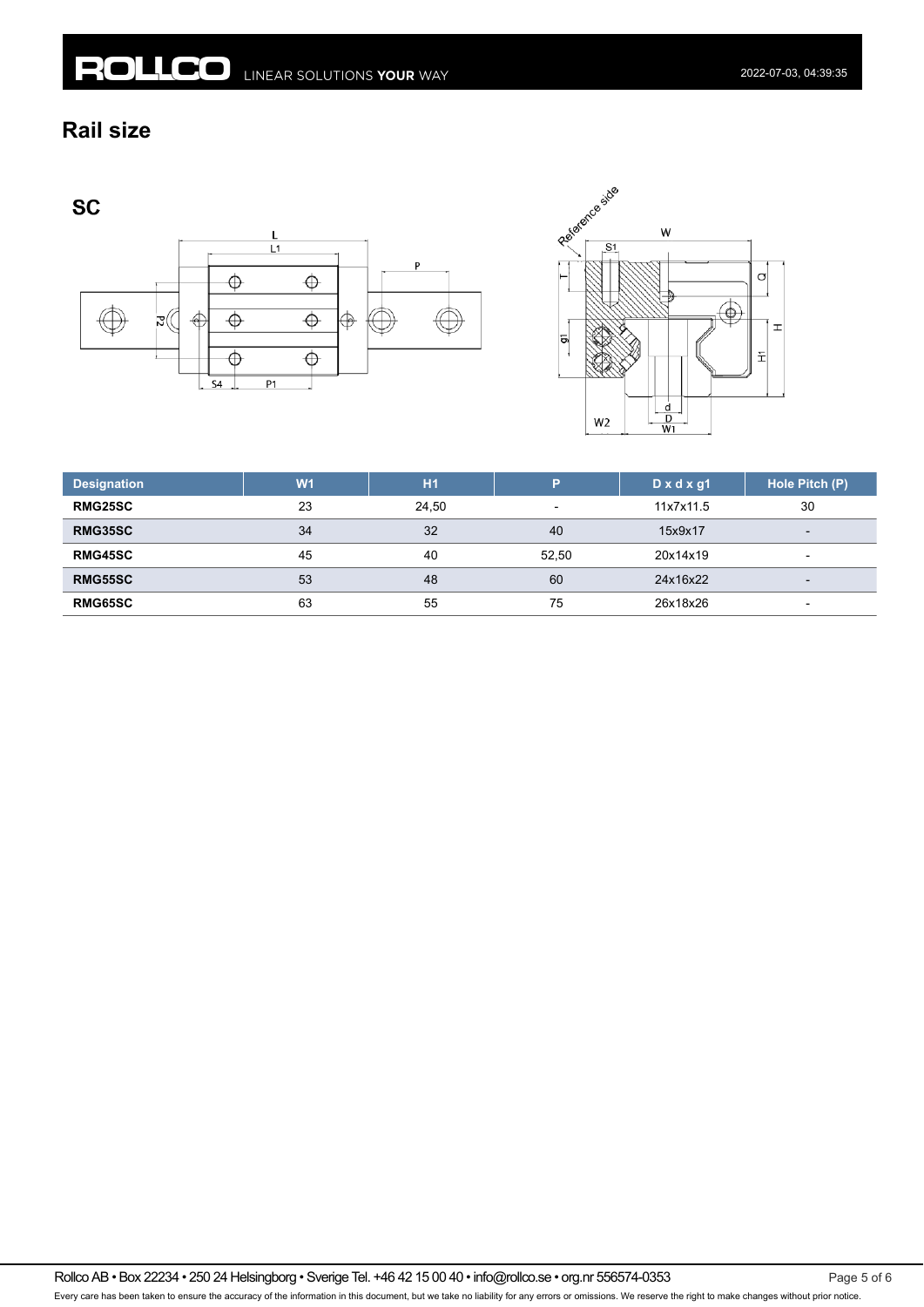## Rail size

### SC

| Designation | W1 | H1 | P | D x d x g1 | Hole Pitch (P) |
|---|---|---|---|---|---|
| **RMG25SC** | 23 | 24,50 | - | 11x7x11.5 | 30 |
| **RMG35SC** | 34 | 32 | 40 | 15x9x17 | - |
| **RMG45SC** | 45 | 40 | 52,50 | 20x14x19 | - |
| **RMG55SC** | 53 | 48 | 60 | 24x16x22 | - |
| **RMG65SC** | 63 | 55 | 75 | 26x18x26 | - |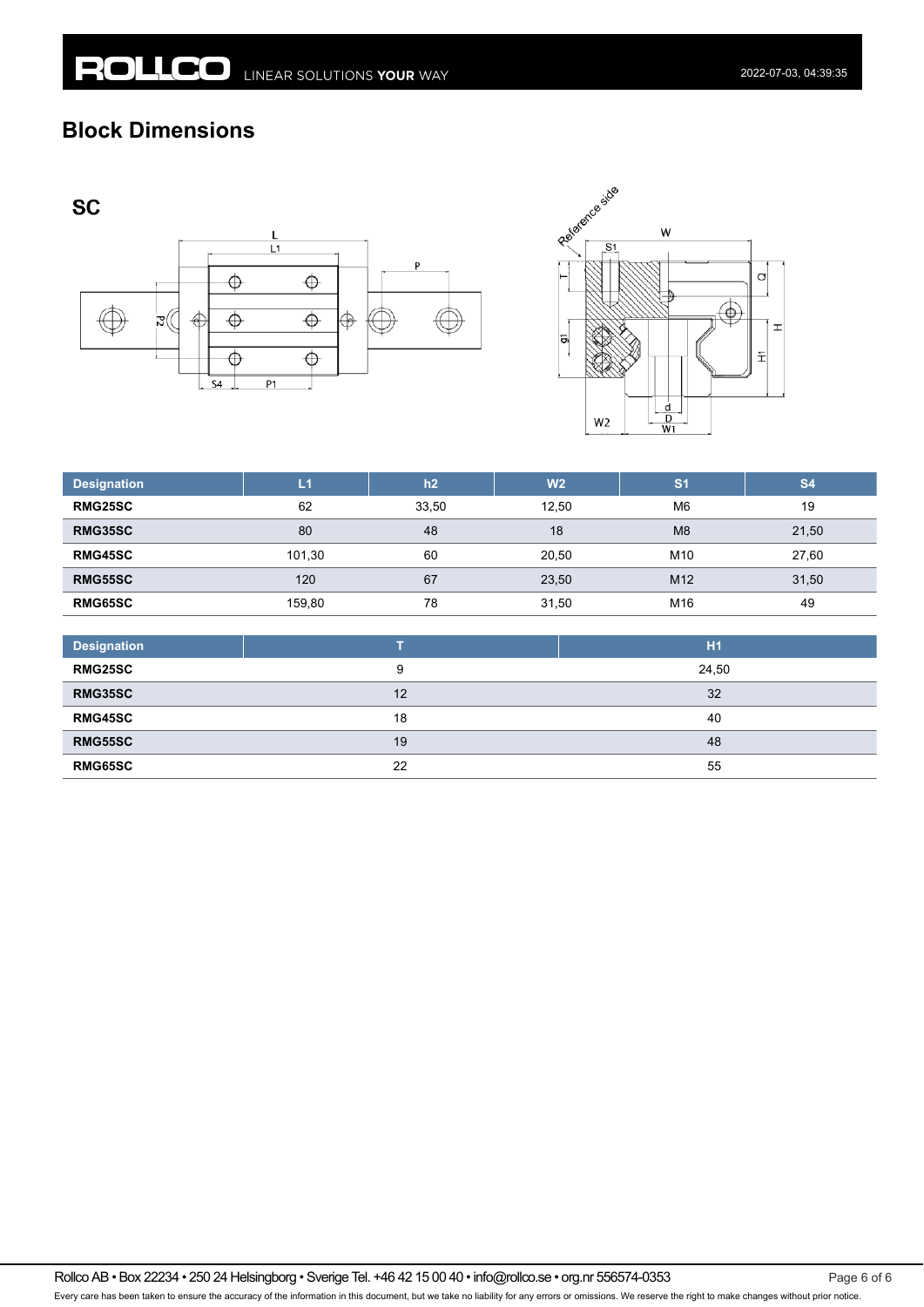## Block Dimensions

### SC

| Designation | L1 | h2 | W2 | S1 | S4 |
|---|---|---|---|---|---|
| RMG25SC | 62 | 33,50 | 12,50 | M6 | 19 |
| RMG35SC | 80 | 48 | 18 | M8 | 21,50 |
| RMG45SC | 101,30 | 60 | 20,50 | M10 | 27,60 |
| RMG55SC | 120 | 67 | 23,50 | M12 | 31,50 |
| RMG65SC | 159,80 | 78 | 31,50 | M16 | 49 |

| Designation | T | H1 |
|---|---|---|
| RMG25SC | 9 | 24,50 |
| RMG35SC | 12 | 32 |
| RMG45SC | 18 | 40 |
| RMG55SC | 19 | 48 |
| RMG65SC | 22 | 55 |